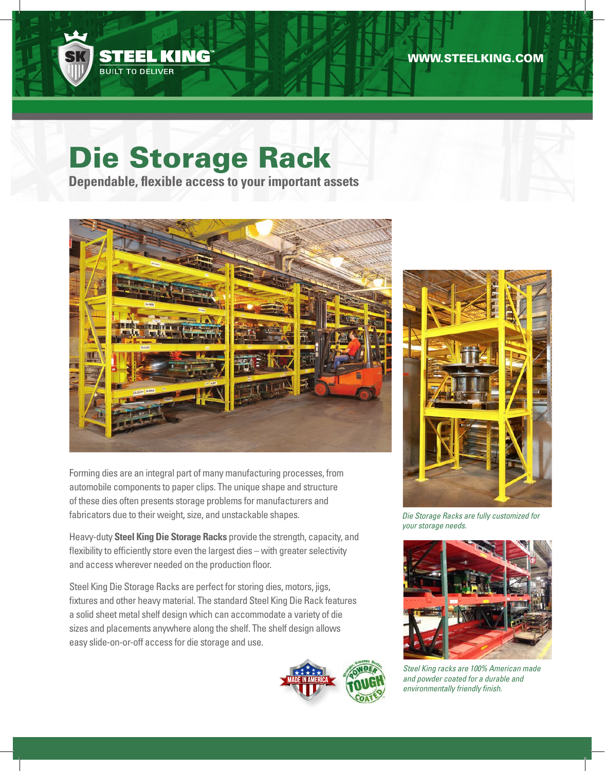STEEL KING™
BUILT TO DELIVER

WWW.STEELKING.COM

# Die Storage Rack

## Dependable, flexible access to your important assets

Forming dies are an integral part of many manufacturing processes, from automobile components to paper clips. The unique shape and structure of these dies often presents storage problems for manufacturers and fabricators due to their weight, size, and unstackable shapes.

Heavy-duty **Steel King Die Storage Racks** provide the strength, capacity, and flexibility to efficiently store even the largest dies – with greater selectivity and access wherever needed on the production floor.

Steel King Die Storage Racks are perfect for storing dies, motors, jigs, fixtures and other heavy material. The standard Steel King Die Rack features a solid sheet metal shelf design which can accommodate a variety of die sizes and placements anywhere along the shelf. The shelf design allows easy slide-on-or-off access for die storage and use.

*Die Storage Racks are fully customized for your storage needs.*

*Steel King racks are 100% American made and powder coated for a durable and environmentally friendly finish.*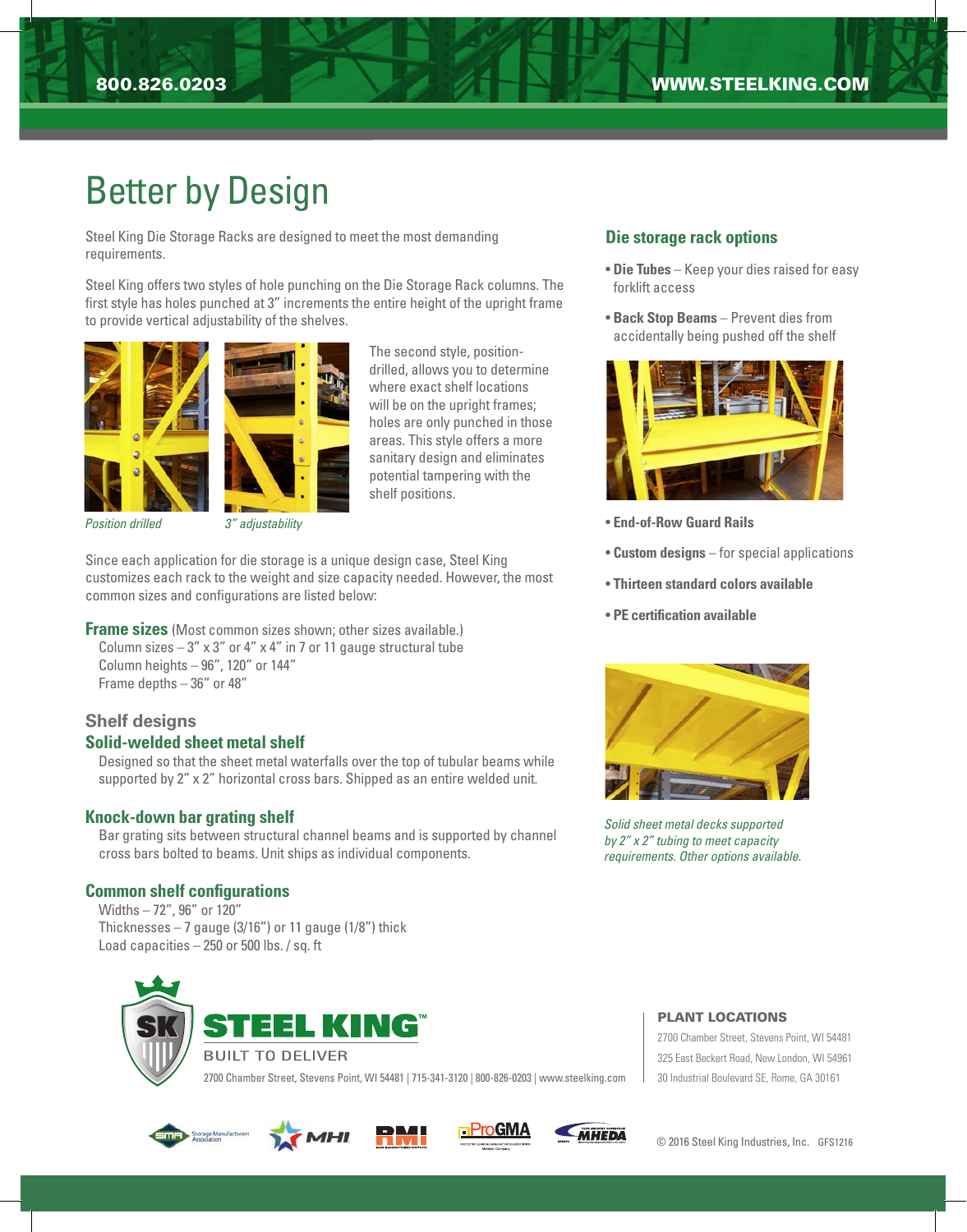# Better by Design

Steel King Die Storage Racks are designed to meet the most demanding requirements.

Steel King offers two styles of hole punching on the Die Storage Rack columns. The first style has holes punched at 3" increments the entire height of the upright frame to provide vertical adjustability of the shelves.

The second style, position-drilled, allows you to determine where exact shelf locations will be on the upright frames; holes are only punched in those areas. This style offers a more sanitary design and eliminates potential tampering with the shelf positions.

*Position drilled*

*3" adjustability*

Since each application for die storage is a unique design case, Steel King customizes each rack to the weight and size capacity needed. However, the most common sizes and configurations are listed below:

### Frame sizes (Most common sizes shown; other sizes available.)

Column sizes – 3" x 3" or 4" x 4" in 7 or 11 gauge structural tube
Column heights – 96", 120" or 144"
Frame depths – 36" or 48"

## Shelf designs

### Solid-welded sheet metal shelf

Designed so that the sheet metal waterfalls over the top of tubular beams while supported by 2" x 2" horizontal cross bars. Shipped as an entire welded unit.

### Knock-down bar grating shelf

Bar grating sits between structural channel beams and is supported by channel cross bars bolted to beams. Unit ships as individual components.

### Common shelf configurations

Widths – 72", 96" or 120"
Thicknesses – 7 gauge (3/16") or 11 gauge (1/8") thick
Load capacities – 250 or 500 lbs. / sq. ft

## Die storage rack options

- **Die Tubes** – Keep your dies raised for easy forklift access
- **Back Stop Beams** – Prevent dies from accidentally being pushed off the shelf
- **End-of-Row Guard Rails**
- **Custom designs** – for special applications
- **Thirteen standard colors available**
- **PE certification available**

*Solid sheet metal decks supported by 2" x 2" tubing to meet capacity requirements. Other options available.*

**STEEL KING™**
BUILT TO DELIVER

2700 Chamber Street, Stevens Point, WI 54481 | 715-341-3120 | 800-826-0203 | www.steelking.com

**PLANT LOCATIONS**

2700 Chamber Street, Stevens Point, WI 54481
325 East Beckert Road, New London, WI 54961
30 Industrial Boulevard SE, Rome, GA 30161

© 2016 Steel King Industries, Inc. GFS1216